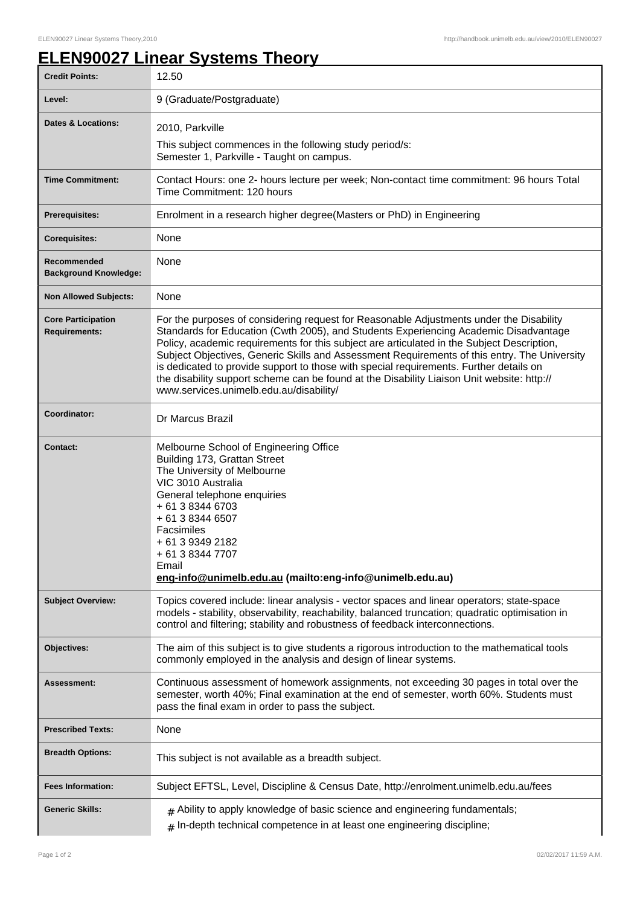# ELEN90027 Linear Systems Theory

| | |
|---|---|
| **Credit Points:** | 12.50 |
| **Level:** | 9 (Graduate/Postgraduate) |
| **Dates & Locations:** | 2010, Parkville<br>This subject commences in the following study period/s:<br>Semester 1, Parkville - Taught on campus. |
| **Time Commitment:** | Contact Hours: one 2- hours lecture per week; Non-contact time commitment: 96 hours Total Time Commitment: 120 hours |
| **Prerequisites:** | Enrolment in a research higher degree(Masters or PhD) in Engineering |
| **Corequisites:** | None |
| **Recommended Background Knowledge:** | None |
| **Non Allowed Subjects:** | None |
| **Core Participation Requirements:** | For the purposes of considering request for Reasonable Adjustments under the Disability Standards for Education (Cwth 2005), and Students Experiencing Academic Disadvantage Policy, academic requirements for this subject are articulated in the Subject Description, Subject Objectives, Generic Skills and Assessment Requirements of this entry. The University is dedicated to provide support to those with special requirements. Further details on the disability support scheme can be found at the Disability Liaison Unit website: http://www.services.unimelb.edu.au/disability/ |
| **Coordinator:** | Dr Marcus Brazil |
| **Contact:** | Melbourne School of Engineering Office<br>Building 173, Grattan Street<br>The University of Melbourne<br>VIC 3010 Australia<br>General telephone enquiries<br>+ 61 3 8344 6703<br>+ 61 3 8344 6507<br>Facsimiles<br>+ 61 3 9349 2182<br>+ 61 3 8344 7707<br>Email<br>**eng-info@unimelb.edu.au (mailto:eng-info@unimelb.edu.au)** |
| **Subject Overview:** | Topics covered include: linear analysis - vector spaces and linear operators; state-space models - stability, observability, reachability, balanced truncation; quadratic optimisation in control and filtering; stability and robustness of feedback interconnections. |
| **Objectives:** | The aim of this subject is to give students a rigorous introduction to the mathematical tools commonly employed in the analysis and design of linear systems. |
| **Assessment:** | Continuous assessment of homework assignments, not exceeding 30 pages in total over the semester, worth 40%; Final examination at the end of semester, worth 60%. Students must pass the final exam in order to pass the subject. |
| **Prescribed Texts:** | None |
| **Breadth Options:** | This subject is not available as a breadth subject. |
| **Fees Information:** | Subject EFTSL, Level, Discipline & Census Date, http://enrolment.unimelb.edu.au/fees |
| **Generic Skills:** | # Ability to apply knowledge of basic science and engineering fundamentals;<br># In-depth technical competence in at least one engineering discipline; |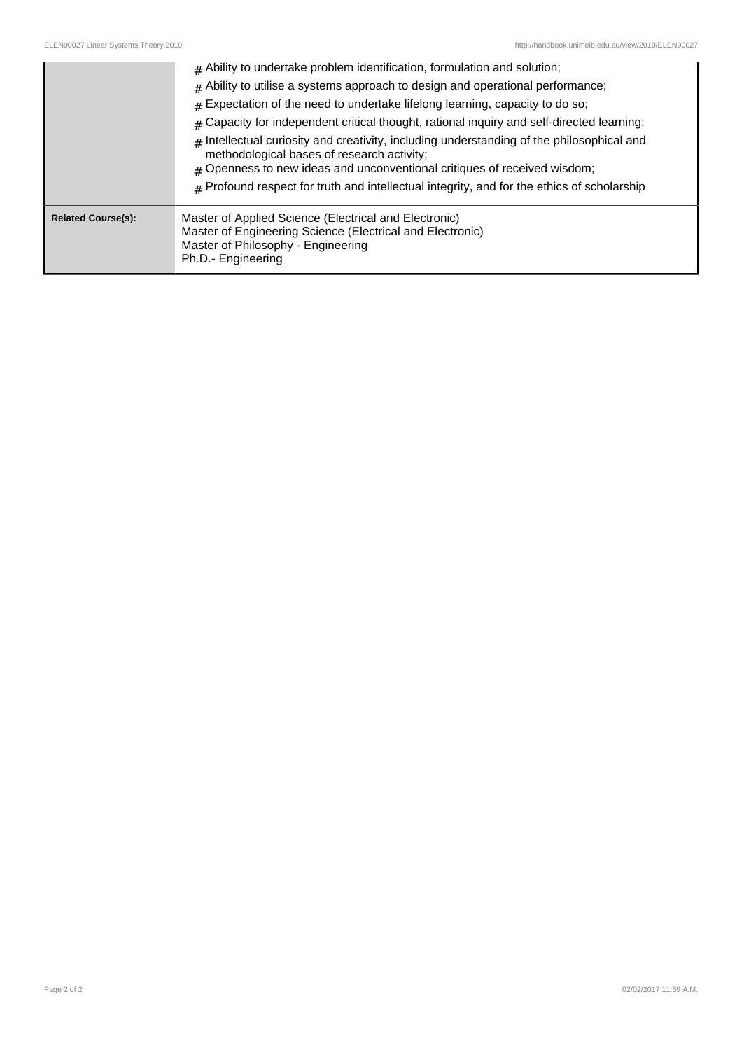| | |
|---|---|
| | # Ability to undertake problem identification, formulation and solution;<br># Ability to utilise a systems approach to design and operational performance;<br># Expectation of the need to undertake lifelong learning, capacity to do so;<br># Capacity for independent critical thought, rational inquiry and self-directed learning;<br># Intellectual curiosity and creativity, including understanding of the philosophical and methodological bases of research activity;<br># Openness to new ideas and unconventional critiques of received wisdom;<br># Profound respect for truth and intellectual integrity, and for the ethics of scholarship |
| **Related Course(s):** | Master of Applied Science (Electrical and Electronic)<br>Master of Engineering Science (Electrical and Electronic)<br>Master of Philosophy - Engineering<br>Ph.D.- Engineering |